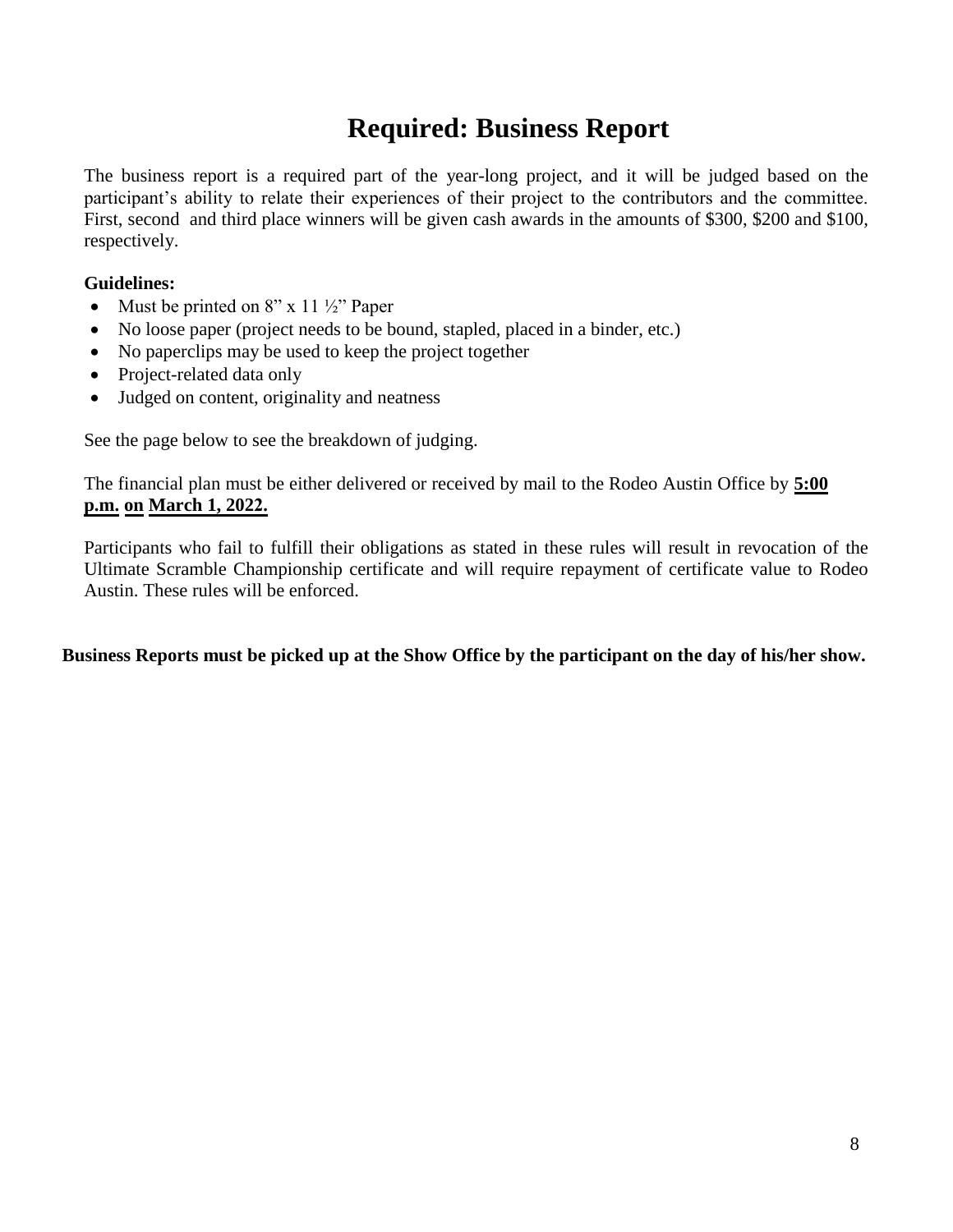# Required: Business Report

The business report is a required part of the year-long project, and it will be judged based on the participant's ability to relate their experiences of their project to the contributors and the committee. First, second and third place winners will be given cash awards in the amounts of $300, $200 and $100, respectively.

**Guidelines:**

- Must be printed on 8" x 11 ½" Paper
- No loose paper (project needs to be bound, stapled, placed in a binder, etc.)
- No paperclips may be used to keep the project together
- Project-related data only
- Judged on content, originality and neatness

See the page below to see the breakdown of judging.

The financial plan must be either delivered or received by mail to the Rodeo Austin Office by **5:00 p.m. on March 1, 2022.**

Participants who fail to fulfill their obligations as stated in these rules will result in revocation of the Ultimate Scramble Championship certificate and will require repayment of certificate value to Rodeo Austin. These rules will be enforced.

**Business Reports must be picked up at the Show Office by the participant on the day of his/her show.**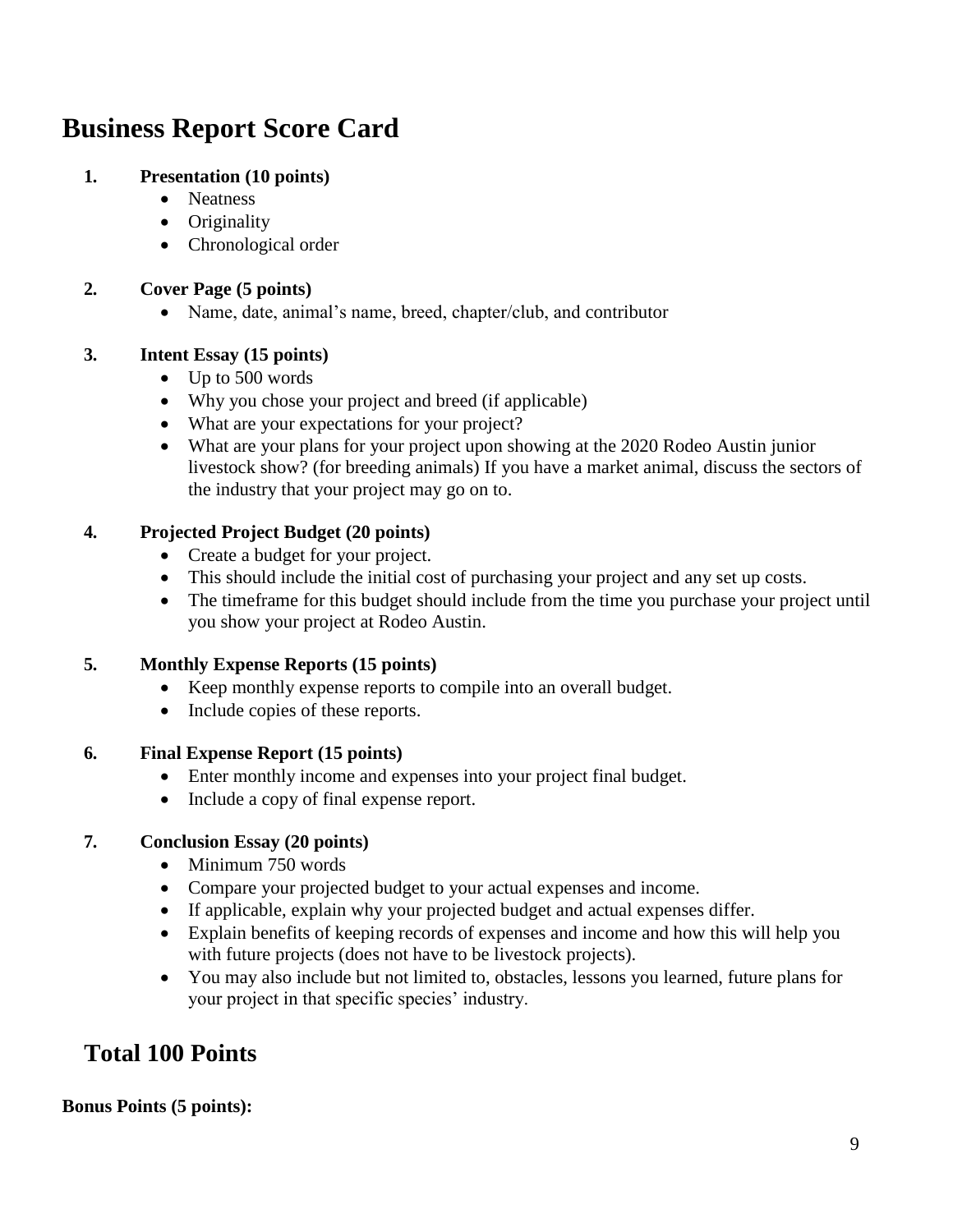# Business Report Score Card

1. **Presentation (10 points)**
   - Neatness
   - Originality
   - Chronological order

2. **Cover Page (5 points)**
   - Name, date, animal's name, breed, chapter/club, and contributor

3. **Intent Essay (15 points)**
   - Up to 500 words
   - Why you chose your project and breed (if applicable)
   - What are your expectations for your project?
   - What are your plans for your project upon showing at the 2020 Rodeo Austin junior livestock show? (for breeding animals) If you have a market animal, discuss the sectors of the industry that your project may go on to.

4. **Projected Project Budget (20 points)**
   - Create a budget for your project.
   - This should include the initial cost of purchasing your project and any set up costs.
   - The timeframe for this budget should include from the time you purchase your project until you show your project at Rodeo Austin.

5. **Monthly Expense Reports (15 points)**
   - Keep monthly expense reports to compile into an overall budget.
   - Include copies of these reports.

6. **Final Expense Report (15 points)**
   - Enter monthly income and expenses into your project final budget.
   - Include a copy of final expense report.

7. **Conclusion Essay (20 points)**
   - Minimum 750 words
   - Compare your projected budget to your actual expenses and income.
   - If applicable, explain why your projected budget and actual expenses differ.
   - Explain benefits of keeping records of expenses and income and how this will help you with future projects (does not have to be livestock projects).
   - You may also include but not limited to, obstacles, lessons you learned, future plans for your project in that specific species' industry.

## Total 100 Points

**Bonus Points (5 points):**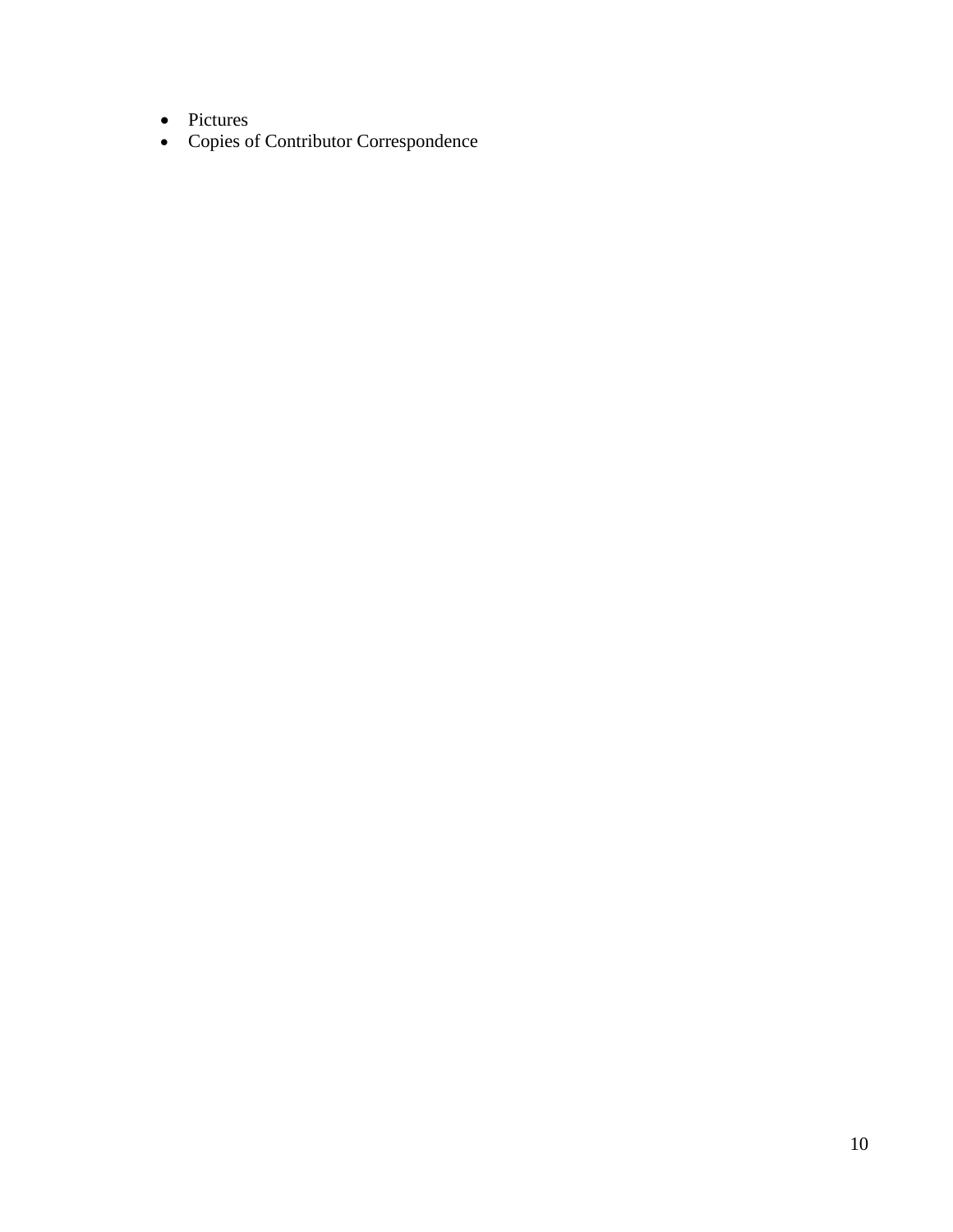- Pictures
- Copies of Contributor Correspondence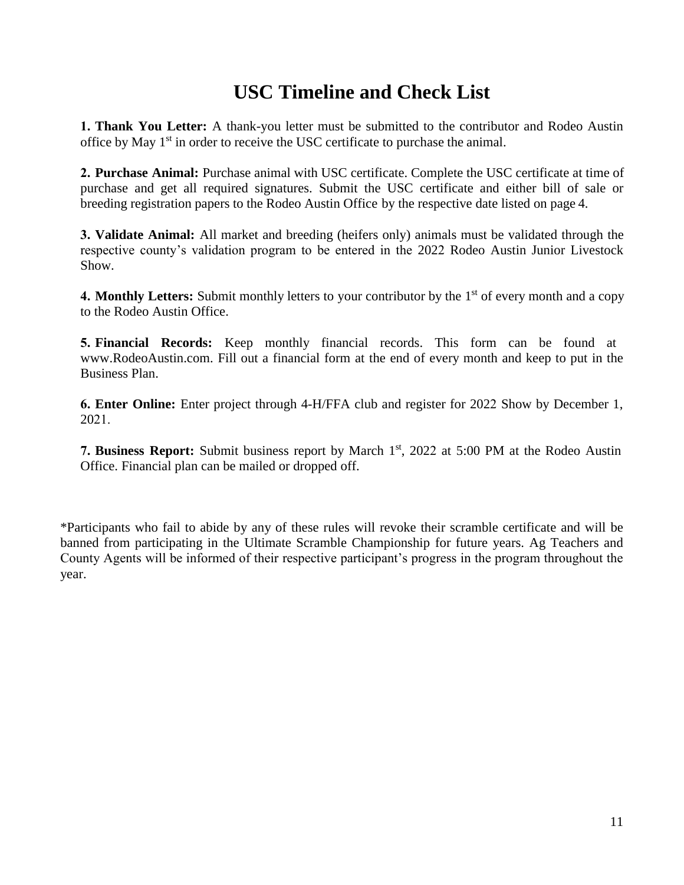# USC Timeline and Check List

**1. Thank You Letter:** A thank-you letter must be submitted to the contributor and Rodeo Austin office by May 1st in order to receive the USC certificate to purchase the animal.

**2. Purchase Animal:** Purchase animal with USC certificate. Complete the USC certificate at time of purchase and get all required signatures. Submit the USC certificate and either bill of sale or breeding registration papers to the Rodeo Austin Office by the respective date listed on page 4.

**3. Validate Animal:** All market and breeding (heifers only) animals must be validated through the respective county's validation program to be entered in the 2022 Rodeo Austin Junior Livestock Show.

**4. Monthly Letters:** Submit monthly letters to your contributor by the 1st of every month and a copy to the Rodeo Austin Office.

**5. Financial Records:** Keep monthly financial records. This form can be found at www.RodeoAustin.com. Fill out a financial form at the end of every month and keep to put in the Business Plan.

**6. Enter Online:** Enter project through 4-H/FFA club and register for 2022 Show by December 1, 2021.

**7. Business Report:** Submit business report by March 1st, 2022 at 5:00 PM at the Rodeo Austin Office. Financial plan can be mailed or dropped off.

*Participants who fail to abide by any of these rules will revoke their scramble certificate and will be banned from participating in the Ultimate Scramble Championship for future years. Ag Teachers and County Agents will be informed of their respective participant's progress in the program throughout the year.